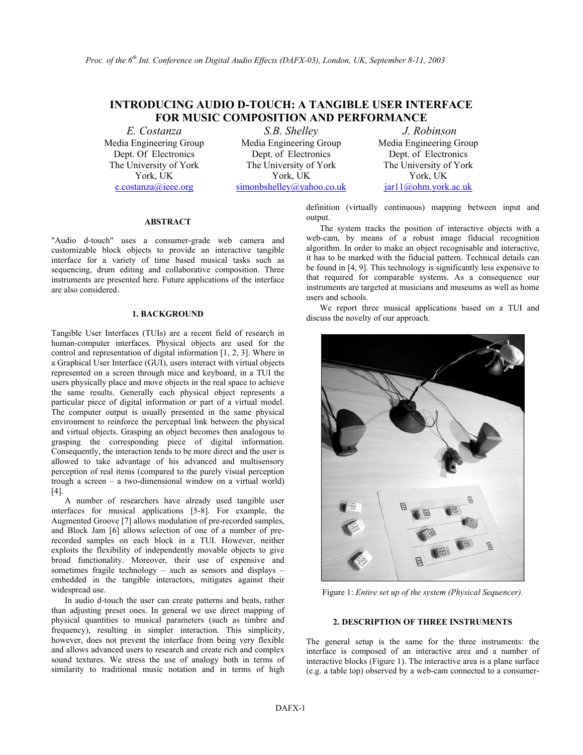# INTRODUCING AUDIO D-TOUCH: A TANGIBLE USER INTERFACE FOR MUSIC COMPOSITION AND PERFORMANCE

*E. Costanza*
Media Engineering Group
Dept. Of Electronics
The University of York
York, UK
e.costanza@ieee.org

*S.B. Shelley*
Media Engineering Group
Dept. of Electronics
The University of York
York, UK
simonbshelley@yahoo.co.uk

*J. Robinson*
Media Engineering Group
Dept. of Electronics
The University of York
York, UK
jar11@ohm.york.ac.uk

## ABSTRACT

"Audio d-touch" uses a consumer-grade web camera and customizable block objects to provide an interactive tangible interface for a variety of time based musical tasks such as sequencing, drum editing and collaborative composition. Three instruments are presented here. Future applications of the interface are also considered.

## 1. BACKGROUND

Tangible User Interfaces (TUIs) are a recent field of research in human-computer interfaces. Physical objects are used for the control and representation of digital information [1, 2, 3]. Where in a Graphical User Interface (GUI), users interact with virtual objects represented on a screen through mice and keyboard, in a TUI the users physically place and move objects in the real space to achieve the same results. Generally each physical object represents a particular piece of digital information or part of a virtual model. The computer output is usually presented in the same physical environment to reinforce the perceptual link between the physical and virtual objects. Grasping an object becomes then analogous to grasping the corresponding piece of digital information. Consequently, the interaction tends to be more direct and the user is allowed to take advantage of his advanced and multisensory perception of real items (compared to the purely visual perception trough a screen – a two-dimensional window on a virtual world) [4].

A number of researchers have already used tangible user interfaces for musical applications [5-8]. For example, the Augmented Groove [7] allows modulation of pre-recorded samples, and Block Jam [6] allows selection of one of a number of pre-recorded samples on each block in a TUI. However, neither exploits the flexibility of independently movable objects to give broad functionality. Moreover, their use of expensive and sometimes fragile technology – such as sensors and displays – embedded in the tangible interactors, mitigates against their widespread use.

In audio d-touch the user can create patterns and beats, rather than adjusting preset ones. In general we use direct mapping of physical quantities to musical parameters (such as timbre and frequency), resulting in simpler interaction. This simplicity, however, does not prevent the interface from being very flexible and allows advanced users to research and create rich and complex sound textures. We stress the use of analogy both in terms of similarity to traditional music notation and in terms of high definition (virtually continuous) mapping between input and output.

The system tracks the position of interactive objects with a web-cam, by means of a robust image fiducial recognition algorithm. In order to make an object recognisable and interactive, it has to be marked with the fiducial pattern. Technical details can be found in [4, 9]. This technology is significantly less expensive to that required for comparable systems. As a consequence our instruments are targeted at musicians and museums as well as home users and schools.

We report three musical applications based on a TUI and discuss the novelty of our approach.

Figure 1: *Entire set up of the system (Physical Sequencer).*

## 2. DESCRIPTION OF THREE INSTRUMENTS

The general setup is the same for the three instruments: the interface is composed of an interactive area and a number of interactive blocks (Figure 1). The interactive area is a plane surface (e.g. a table top) observed by a web-cam connected to a consumer-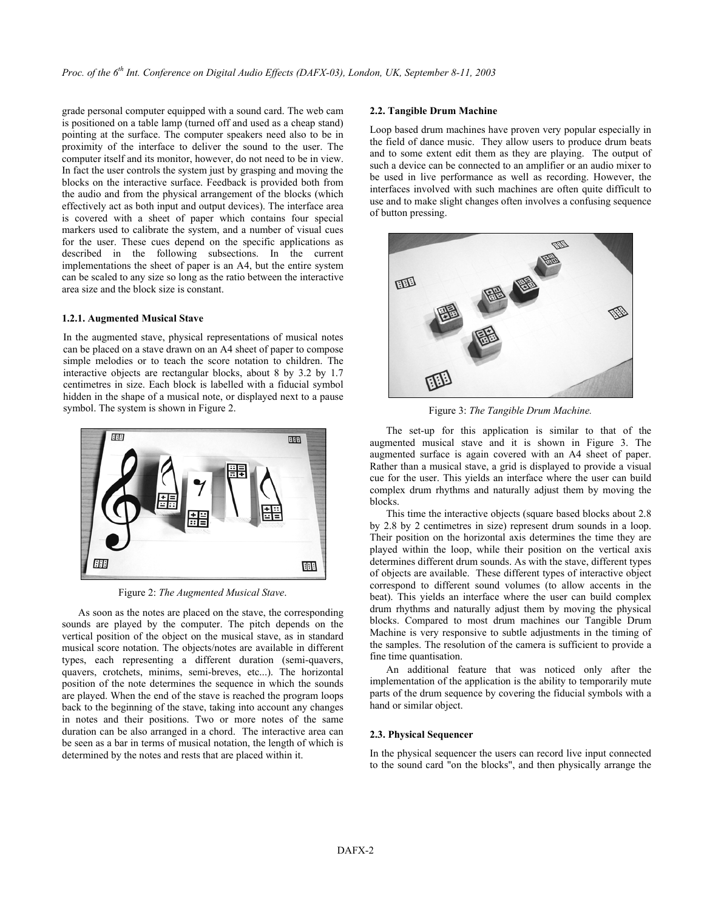grade personal computer equipped with a sound card. The web cam is positioned on a table lamp (turned off and used as a cheap stand) pointing at the surface. The computer speakers need also to be in proximity of the interface to deliver the sound to the user. The computer itself and its monitor, however, do not need to be in view. In fact the user controls the system just by grasping and moving the blocks on the interactive surface. Feedback is provided both from the audio and from the physical arrangement of the blocks (which effectively act as both input and output devices). The interface area is covered with a sheet of paper which contains four special markers used to calibrate the system, and a number of visual cues for the user. These cues depend on the specific applications as described in the following subsections. In the current implementations the sheet of paper is an A4, but the entire system can be scaled to any size so long as the ratio between the interactive area size and the block size is constant.

#### 1.2.1. Augmented Musical Stave

In the augmented stave, physical representations of musical notes can be placed on a stave drawn on an A4 sheet of paper to compose simple melodies or to teach the score notation to children. The interactive objects are rectangular blocks, about 8 by 3.2 by 1.7 centimetres in size. Each block is labelled with a fiducial symbol hidden in the shape of a musical note, or displayed next to a pause symbol. The system is shown in Figure 2.

Figure 2: *The Augmented Musical Stave*.

As soon as the notes are placed on the stave, the corresponding sounds are played by the computer. The pitch depends on the vertical position of the object on the musical stave, as in standard musical score notation. The objects/notes are available in different types, each representing a different duration (semi-quavers, quavers, crotchets, minims, semi-breves, etc...). The horizontal position of the note determines the sequence in which the sounds are played. When the end of the stave is reached the program loops back to the beginning of the stave, taking into account any changes in notes and their positions. Two or more notes of the same duration can be also arranged in a chord. The interactive area can be seen as a bar in terms of musical notation, the length of which is determined by the notes and rests that are placed within it.

### 2.2. Tangible Drum Machine

Loop based drum machines have proven very popular especially in the field of dance music. They allow users to produce drum beats and to some extent edit them as they are playing. The output of such a device can be connected to an amplifier or an audio mixer to be used in live performance as well as recording. However, the interfaces involved with such machines are often quite difficult to use and to make slight changes often involves a confusing sequence of button pressing.

Figure 3: *The Tangible Drum Machine.*

The set-up for this application is similar to that of the augmented musical stave and it is shown in Figure 3. The augmented surface is again covered with an A4 sheet of paper. Rather than a musical stave, a grid is displayed to provide a visual cue for the user. This yields an interface where the user can build complex drum rhythms and naturally adjust them by moving the blocks.

This time the interactive objects (square based blocks about 2.8 by 2.8 by 2 centimetres in size) represent drum sounds in a loop. Their position on the horizontal axis determines the time they are played within the loop, while their position on the vertical axis determines different drum sounds. As with the stave, different types of objects are available. These different types of interactive object correspond to different sound volumes (to allow accents in the beat). This yields an interface where the user can build complex drum rhythms and naturally adjust them by moving the physical blocks. Compared to most drum machines our Tangible Drum Machine is very responsive to subtle adjustments in the timing of the samples. The resolution of the camera is sufficient to provide a fine time quantisation.

An additional feature that was noticed only after the implementation of the application is the ability to temporarily mute parts of the drum sequence by covering the fiducial symbols with a hand or similar object.

### 2.3. Physical Sequencer

In the physical sequencer the users can record live input connected to the sound card "on the blocks", and then physically arrange the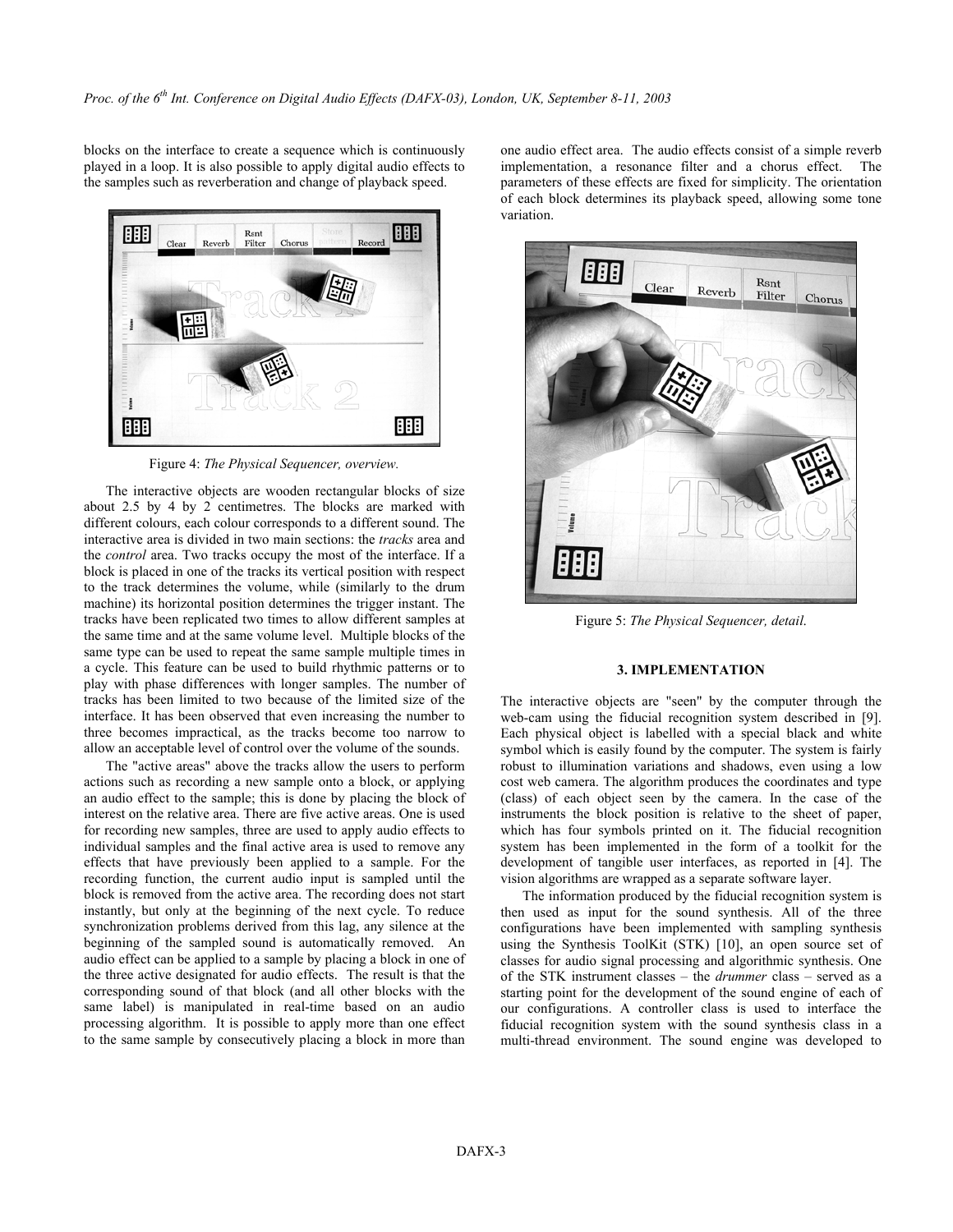blocks on the interface to create a sequence which is continuously played in a loop. It is also possible to apply digital audio effects to the samples such as reverberation and change of playback speed.

Figure 4: *The Physical Sequencer, overview.*

The interactive objects are wooden rectangular blocks of size about 2.5 by 4 by 2 centimetres. The blocks are marked with different colours, each colour corresponds to a different sound. The interactive area is divided in two main sections: the *tracks* area and the *control* area. Two tracks occupy the most of the interface. If a block is placed in one of the tracks its vertical position with respect to the track determines the volume, while (similarly to the drum machine) its horizontal position determines the trigger instant. The tracks have been replicated two times to allow different samples at the same time and at the same volume level. Multiple blocks of the same type can be used to repeat the same sample multiple times in a cycle. This feature can be used to build rhythmic patterns or to play with phase differences with longer samples. The number of tracks has been limited to two because of the limited size of the interface. It has been observed that even increasing the number to three becomes impractical, as the tracks become too narrow to allow an acceptable level of control over the volume of the sounds.

The "active areas" above the tracks allow the users to perform actions such as recording a new sample onto a block, or applying an audio effect to the sample; this is done by placing the block of interest on the relative area. There are five active areas. One is used for recording new samples, three are used to apply audio effects to individual samples and the final active area is used to remove any effects that have previously been applied to a sample. For the recording function, the current audio input is sampled until the block is removed from the active area. The recording does not start instantly, but only at the beginning of the next cycle. To reduce synchronization problems derived from this lag, any silence at the beginning of the sampled sound is automatically removed. An audio effect can be applied to a sample by placing a block in one of the three active designated for audio effects. The result is that the corresponding sound of that block (and all other blocks with the same label) is manipulated in real-time based on an audio processing algorithm. It is possible to apply more than one effect to the same sample by consecutively placing a block in more than one audio effect area. The audio effects consist of a simple reverb implementation, a resonance filter and a chorus effect. The parameters of these effects are fixed for simplicity. The orientation of each block determines its playback speed, allowing some tone variation.

Figure 5: *The Physical Sequencer, detail.*

## 3. IMPLEMENTATION

The interactive objects are "seen" by the computer through the web-cam using the fiducial recognition system described in [9]. Each physical object is labelled with a special black and white symbol which is easily found by the computer. The system is fairly robust to illumination variations and shadows, even using a low cost web camera. The algorithm produces the coordinates and type (class) of each object seen by the camera. In the case of the instruments the block position is relative to the sheet of paper, which has four symbols printed on it. The fiducial recognition system has been implemented in the form of a toolkit for the development of tangible user interfaces, as reported in [4]. The vision algorithms are wrapped as a separate software layer.

The information produced by the fiducial recognition system is then used as input for the sound synthesis. All of the three configurations have been implemented with sampling synthesis using the Synthesis ToolKit (STK) [10], an open source set of classes for audio signal processing and algorithmic synthesis. One of the STK instrument classes – the *drummer* class – served as a starting point for the development of the sound engine of each of our configurations. A controller class is used to interface the fiducial recognition system with the sound synthesis class in a multi-thread environment. The sound engine was developed to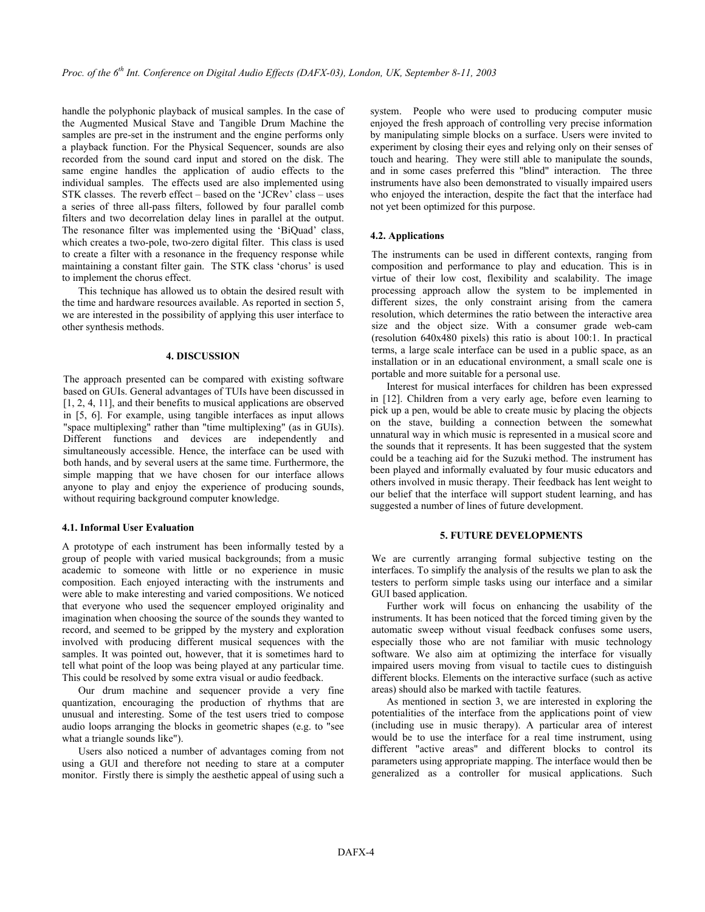handle the polyphonic playback of musical samples. In the case of the Augmented Musical Stave and Tangible Drum Machine the samples are pre-set in the instrument and the engine performs only a playback function. For the Physical Sequencer, sounds are also recorded from the sound card input and stored on the disk. The same engine handles the application of audio effects to the individual samples. The effects used are also implemented using STK classes. The reverb effect – based on the 'JCRev' class – uses a series of three all-pass filters, followed by four parallel comb filters and two decorrelation delay lines in parallel at the output. The resonance filter was implemented using the 'BiQuad' class, which creates a two-pole, two-zero digital filter. This class is used to create a filter with a resonance in the frequency response while maintaining a constant filter gain. The STK class 'chorus' is used to implement the chorus effect.

This technique has allowed us to obtain the desired result with the time and hardware resources available. As reported in section 5, we are interested in the possibility of applying this user interface to other synthesis methods.

## 4. DISCUSSION

The approach presented can be compared with existing software based on GUIs. General advantages of TUIs have been discussed in [1, 2, 4, 11], and their benefits to musical applications are observed in [5, 6]. For example, using tangible interfaces as input allows "space multiplexing" rather than "time multiplexing" (as in GUIs). Different functions and devices are independently and simultaneously accessible. Hence, the interface can be used with both hands, and by several users at the same time. Furthermore, the simple mapping that we have chosen for our interface allows anyone to play and enjoy the experience of producing sounds, without requiring background computer knowledge.

### 4.1. Informal User Evaluation

A prototype of each instrument has been informally tested by a group of people with varied musical backgrounds; from a music academic to someone with little or no experience in music composition. Each enjoyed interacting with the instruments and were able to make interesting and varied compositions. We noticed that everyone who used the sequencer employed originality and imagination when choosing the source of the sounds they wanted to record, and seemed to be gripped by the mystery and exploration involved with producing different musical sequences with the samples. It was pointed out, however, that it is sometimes hard to tell what point of the loop was being played at any particular time. This could be resolved by some extra visual or audio feedback.

Our drum machine and sequencer provide a very fine quantization, encouraging the production of rhythms that are unusual and interesting. Some of the test users tried to compose audio loops arranging the blocks in geometric shapes (e.g. to "see what a triangle sounds like").

Users also noticed a number of advantages coming from not using a GUI and therefore not needing to stare at a computer monitor. Firstly there is simply the aesthetic appeal of using such a system. People who were used to producing computer music enjoyed the fresh approach of controlling very precise information by manipulating simple blocks on a surface. Users were invited to experiment by closing their eyes and relying only on their senses of touch and hearing. They were still able to manipulate the sounds, and in some cases preferred this "blind" interaction. The three instruments have also been demonstrated to visually impaired users who enjoyed the interaction, despite the fact that the interface had not yet been optimized for this purpose.

### 4.2. Applications

The instruments can be used in different contexts, ranging from composition and performance to play and education. This is in virtue of their low cost, flexibility and scalability. The image processing approach allow the system to be implemented in different sizes, the only constraint arising from the camera resolution, which determines the ratio between the interactive area size and the object size. With a consumer grade web-cam (resolution 640x480 pixels) this ratio is about 100:1. In practical terms, a large scale interface can be used in a public space, as an installation or in an educational environment, a small scale one is portable and more suitable for a personal use.

Interest for musical interfaces for children has been expressed in [12]. Children from a very early age, before even learning to pick up a pen, would be able to create music by placing the objects on the stave, building a connection between the somewhat unnatural way in which music is represented in a musical score and the sounds that it represents. It has been suggested that the system could be a teaching aid for the Suzuki method. The instrument has been played and informally evaluated by four music educators and others involved in music therapy. Their feedback has lent weight to our belief that the interface will support student learning, and has suggested a number of lines of future development.

## 5. FUTURE DEVELOPMENTS

We are currently arranging formal subjective testing on the interfaces. To simplify the analysis of the results we plan to ask the testers to perform simple tasks using our interface and a similar GUI based application.

Further work will focus on enhancing the usability of the instruments. It has been noticed that the forced timing given by the automatic sweep without visual feedback confuses some users, especially those who are not familiar with music technology software. We also aim at optimizing the interface for visually impaired users moving from visual to tactile cues to distinguish different blocks. Elements on the interactive surface (such as active areas) should also be marked with tactile features.

As mentioned in section 3, we are interested in exploring the potentialities of the interface from the applications point of view (including use in music therapy). A particular area of interest would be to use the interface for a real time instrument, using different "active areas" and different blocks to control its parameters using appropriate mapping. The interface would then be generalized as a controller for musical applications. Such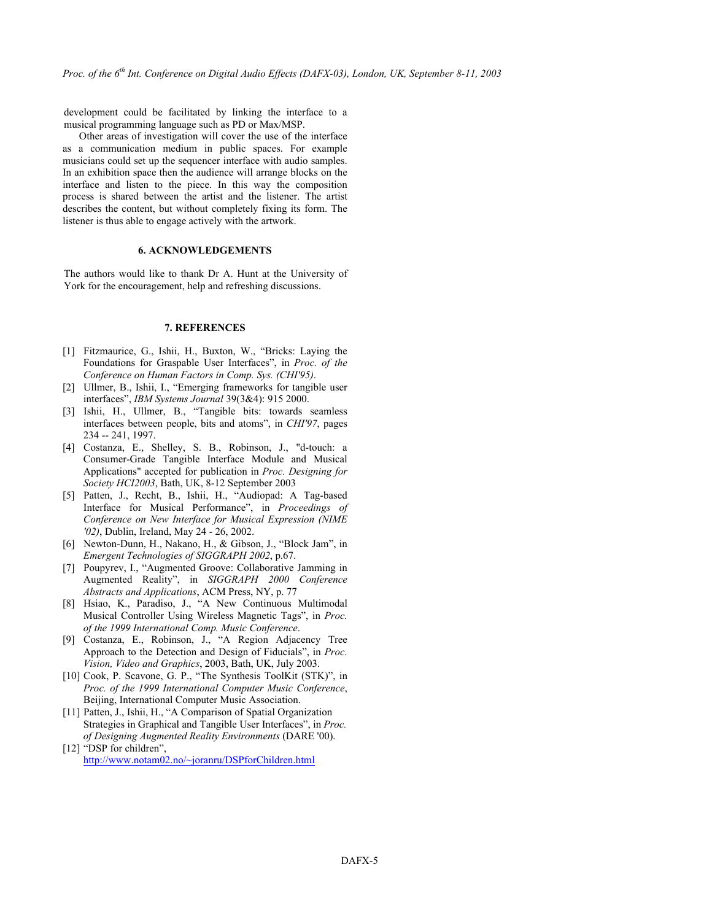development could be facilitated by linking the interface to a musical programming language such as PD or Max/MSP.

Other areas of investigation will cover the use of the interface as a communication medium in public spaces. For example musicians could set up the sequencer interface with audio samples. In an exhibition space then the audience will arrange blocks on the interface and listen to the piece. In this way the composition process is shared between the artist and the listener. The artist describes the content, but without completely fixing its form. The listener is thus able to engage actively with the artwork.

## 6. ACKNOWLEDGEMENTS

The authors would like to thank Dr A. Hunt at the University of York for the encouragement, help and refreshing discussions.

## 7. REFERENCES

[1] Fitzmaurice, G., Ishii, H., Buxton, W., "Bricks: Laying the Foundations for Graspable User Interfaces", in *Proc. of the Conference on Human Factors in Comp. Sys. (CHI'95)*.

[2] Ullmer, B., Ishii, I., "Emerging frameworks for tangible user interfaces", *IBM Systems Journal* 39(3&4): 915 2000.

[3] Ishii, H., Ullmer, B., "Tangible bits: towards seamless interfaces between people, bits and atoms", in *CHI'97*, pages 234 -- 241, 1997.

[4] Costanza, E., Shelley, S. B., Robinson, J., "d-touch: a Consumer-Grade Tangible Interface Module and Musical Applications" accepted for publication in *Proc. Designing for Society HCI2003*, Bath, UK, 8-12 September 2003

[5] Patten, J., Recht, B., Ishii, H., "Audiopad: A Tag-based Interface for Musical Performance", in *Proceedings of Conference on New Interface for Musical Expression (NIME '02)*, Dublin, Ireland, May 24 - 26, 2002.

[6] Newton-Dunn, H., Nakano, H., & Gibson, J., "Block Jam", in *Emergent Technologies of SIGGRAPH 2002*, p.67.

[7] Poupyrev, I., "Augmented Groove: Collaborative Jamming in Augmented Reality", in *SIGGRAPH 2000 Conference Abstracts and Applications*, ACM Press, NY, p. 77

[8] Hsiao, K., Paradiso, J., "A New Continuous Multimodal Musical Controller Using Wireless Magnetic Tags", in *Proc. of the 1999 International Comp. Music Conference*.

[9] Costanza, E., Robinson, J., "A Region Adjacency Tree Approach to the Detection and Design of Fiducials", in *Proc. Vision, Video and Graphics*, 2003, Bath, UK, July 2003.

[10] Cook, P. Scavone, G. P., "The Synthesis ToolKit (STK)", in *Proc. of the 1999 International Computer Music Conference*, Beijing, International Computer Music Association.

[11] Patten, J., Ishii, H., "A Comparison of Spatial Organization Strategies in Graphical and Tangible User Interfaces", in *Proc. of Designing Augmented Reality Environments* (DARE '00).

[12] "DSP for children", http://www.notam02.no/~joranru/DSPforChildren.html